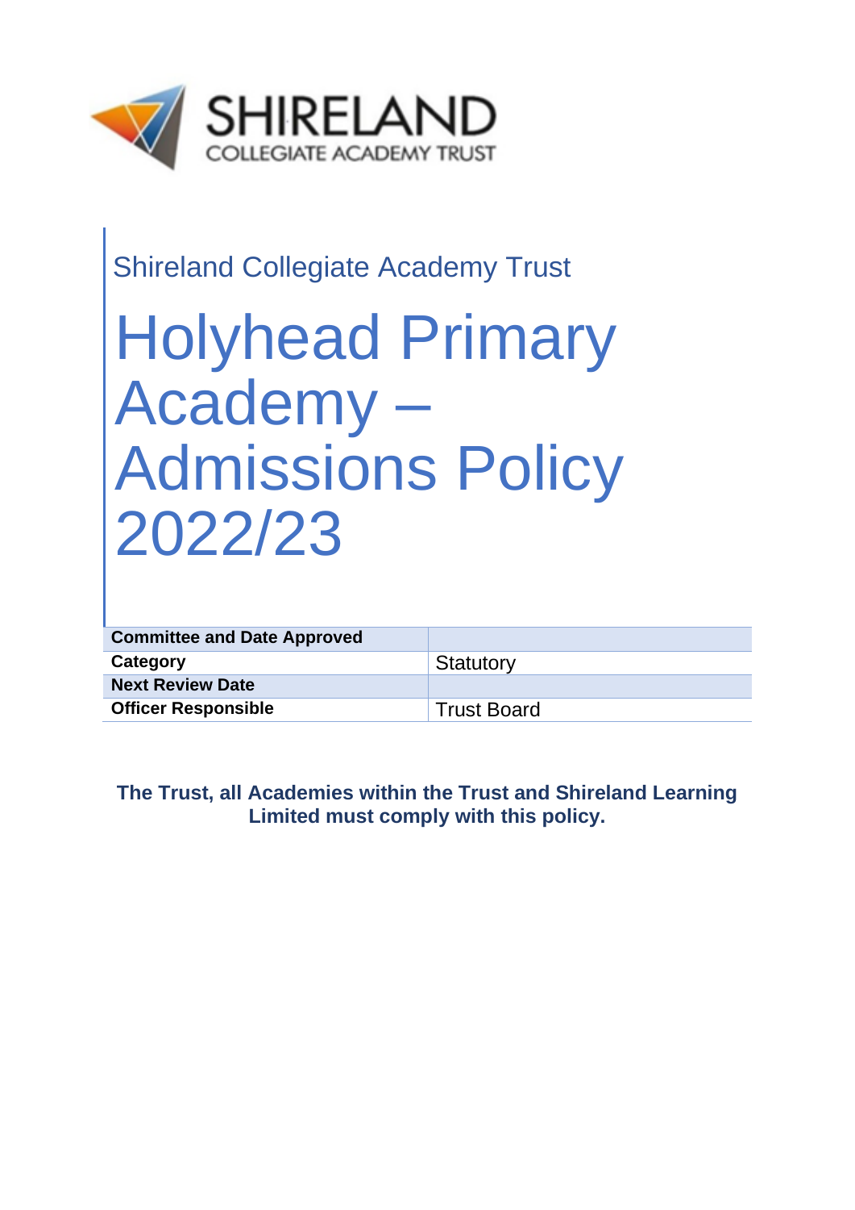SHIRELAND
COLLEGIATE ACADEMY TRUST

Shireland Collegiate Academy Trust

# Holyhead Primary Academy – Admissions Policy 2022/23

| **Committee and Date Approved** | |
|---|---|
| **Category** | Statutory |
| **Next Review Date** | |
| **Officer Responsible** | Trust Board |

**The Trust, all Academies within the Trust and Shireland Learning Limited must comply with this policy.**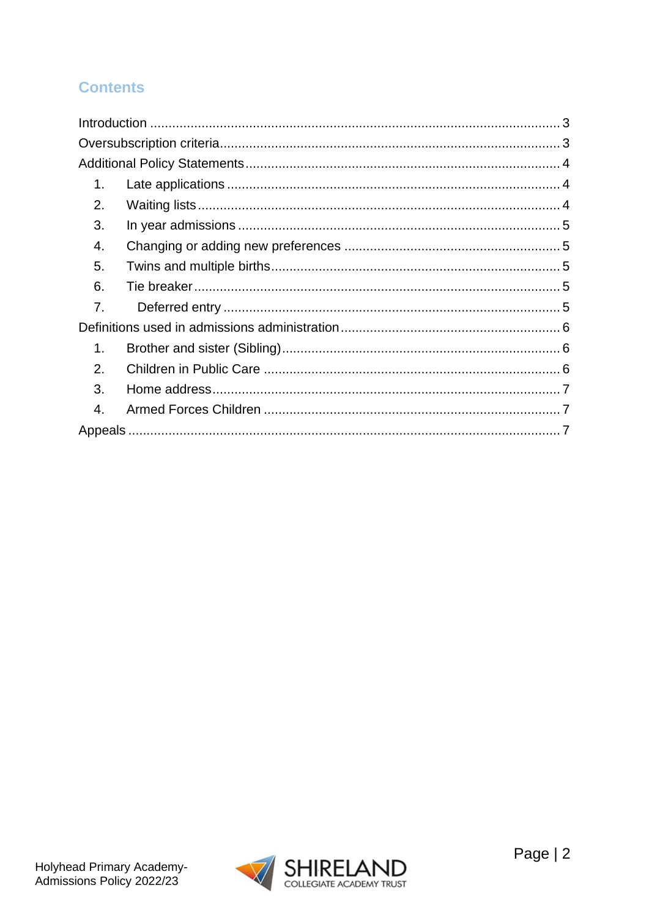## Contents

Introduction ........................................................................................................ 3
Oversubscription criteria.................................................................................... 3
Additional Policy Statements ............................................................................. 4

1. Late applications ........................................................................................ 4
2. Waiting lists ................................................................................................ 4
3. In year admissions ...................................................................................... 5
4. Changing or adding new preferences ......................................................... 5
5. Twins and multiple births ............................................................................. 5
6. Tie breaker .................................................................................................. 5
7. Deferred entry ............................................................................................. 5

Definitions used in admissions administration ..................................................... 6

1. Brother and sister (Sibling) .......................................................................... 6
2. Children in Public Care ................................................................................ 6
3. Home address ............................................................................................. 7
4. Armed Forces Children ................................................................................ 7

Appeals ............................................................................................................... 7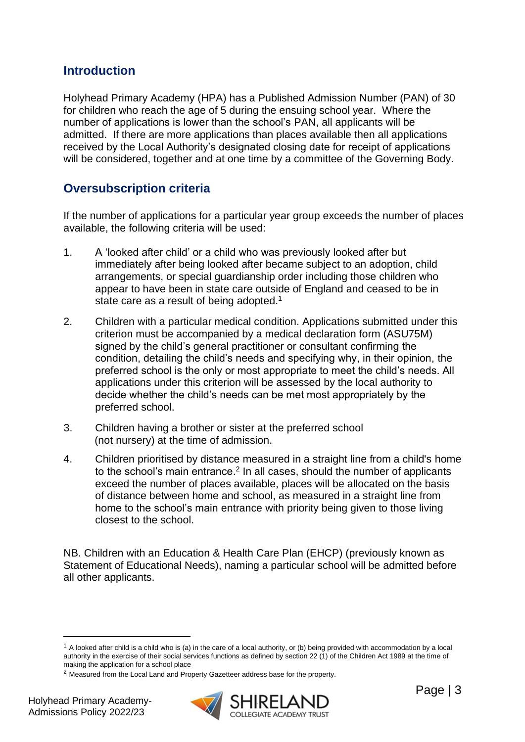## Introduction

Holyhead Primary Academy (HPA) has a Published Admission Number (PAN) of 30 for children who reach the age of 5 during the ensuing school year. Where the number of applications is lower than the school's PAN, all applicants will be admitted. If there are more applications than places available then all applications received by the Local Authority's designated closing date for receipt of applications will be considered, together and at one time by a committee of the Governing Body.

## Oversubscription criteria

If the number of applications for a particular year group exceeds the number of places available, the following criteria will be used:

1. A 'looked after child' or a child who was previously looked after but immediately after being looked after became subject to an adoption, child arrangements, or special guardianship order including those children who appear to have been in state care outside of England and ceased to be in state care as a result of being adopted.[1]

2. Children with a particular medical condition. Applications submitted under this criterion must be accompanied by a medical declaration form (ASU75M) signed by the child's general practitioner or consultant confirming the condition, detailing the child's needs and specifying why, in their opinion, the preferred school is the only or most appropriate to meet the child's needs. All applications under this criterion will be assessed by the local authority to decide whether the child's needs can be met most appropriately by the preferred school.

3. Children having a brother or sister at the preferred school (not nursery) at the time of admission.

4. Children prioritised by distance measured in a straight line from a child's home to the school's main entrance.[2] In all cases, should the number of applicants exceed the number of places available, places will be allocated on the basis of distance between home and school, as measured in a straight line from home to the school's main entrance with priority being given to those living closest to the school.

NB. Children with an Education & Health Care Plan (EHCP) (previously known as Statement of Educational Needs), naming a particular school will be admitted before all other applicants.

---

[1] A looked after child is a child who is (a) in the care of a local authority, or (b) being provided with accommodation by a local authority in the exercise of their social services functions as defined by section 22 (1) of the Children Act 1989 at the time of making the application for a school place

[2] Measured from the Local Land and Property Gazetteer address base for the property.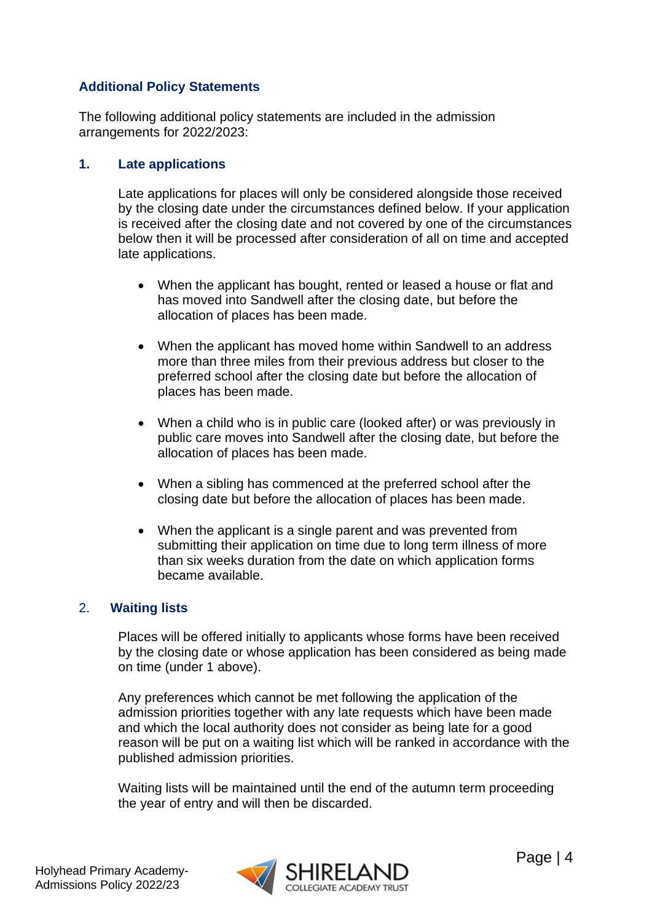## Additional Policy Statements

The following additional policy statements are included in the admission arrangements for 2022/2023:

### 1. Late applications

Late applications for places will only be considered alongside those received by the closing date under the circumstances defined below. If your application is received after the closing date and not covered by one of the circumstances below then it will be processed after consideration of all on time and accepted late applications.

- When the applicant has bought, rented or leased a house or flat and has moved into Sandwell after the closing date, but before the allocation of places has been made.
- When the applicant has moved home within Sandwell to an address more than three miles from their previous address but closer to the preferred school after the closing date but before the allocation of places has been made.
- When a child who is in public care (looked after) or was previously in public care moves into Sandwell after the closing date, but before the allocation of places has been made.
- When a sibling has commenced at the preferred school after the closing date but before the allocation of places has been made.
- When the applicant is a single parent and was prevented from submitting their application on time due to long term illness of more than six weeks duration from the date on which application forms became available.

### 2. Waiting lists

Places will be offered initially to applicants whose forms have been received by the closing date or whose application has been considered as being made on time (under 1 above).

Any preferences which cannot be met following the application of the admission priorities together with any late requests which have been made and which the local authority does not consider as being late for a good reason will be put on a waiting list which will be ranked in accordance with the published admission priorities.

Waiting lists will be maintained until the end of the autumn term proceeding the year of entry and will then be discarded.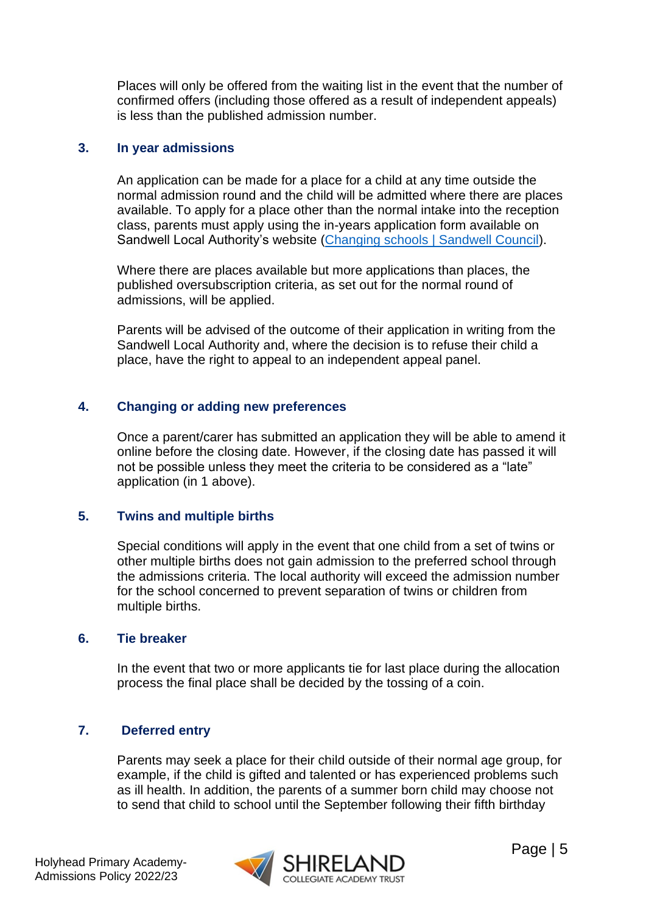Places will only be offered from the waiting list in the event that the number of confirmed offers (including those offered as a result of independent appeals) is less than the published admission number.

### 3. In year admissions

An application can be made for a place for a child at any time outside the normal admission round and the child will be admitted where there are places available. To apply for a place other than the normal intake into the reception class, parents must apply using the in-years application form available on Sandwell Local Authority's website (Changing schools | Sandwell Council).

Where there are places available but more applications than places, the published oversubscription criteria, as set out for the normal round of admissions, will be applied.

Parents will be advised of the outcome of their application in writing from the Sandwell Local Authority and, where the decision is to refuse their child a place, have the right to appeal to an independent appeal panel.

### 4. Changing or adding new preferences

Once a parent/carer has submitted an application they will be able to amend it online before the closing date. However, if the closing date has passed it will not be possible unless they meet the criteria to be considered as a "late" application (in 1 above).

### 5. Twins and multiple births

Special conditions will apply in the event that one child from a set of twins or other multiple births does not gain admission to the preferred school through the admissions criteria. The local authority will exceed the admission number for the school concerned to prevent separation of twins or children from multiple births.

### 6. Tie breaker

In the event that two or more applicants tie for last place during the allocation process the final place shall be decided by the tossing of a coin.

### 7. Deferred entry

Parents may seek a place for their child outside of their normal age group, for example, if the child is gifted and talented or has experienced problems such as ill health. In addition, the parents of a summer born child may choose not to send that child to school until the September following their fifth birthday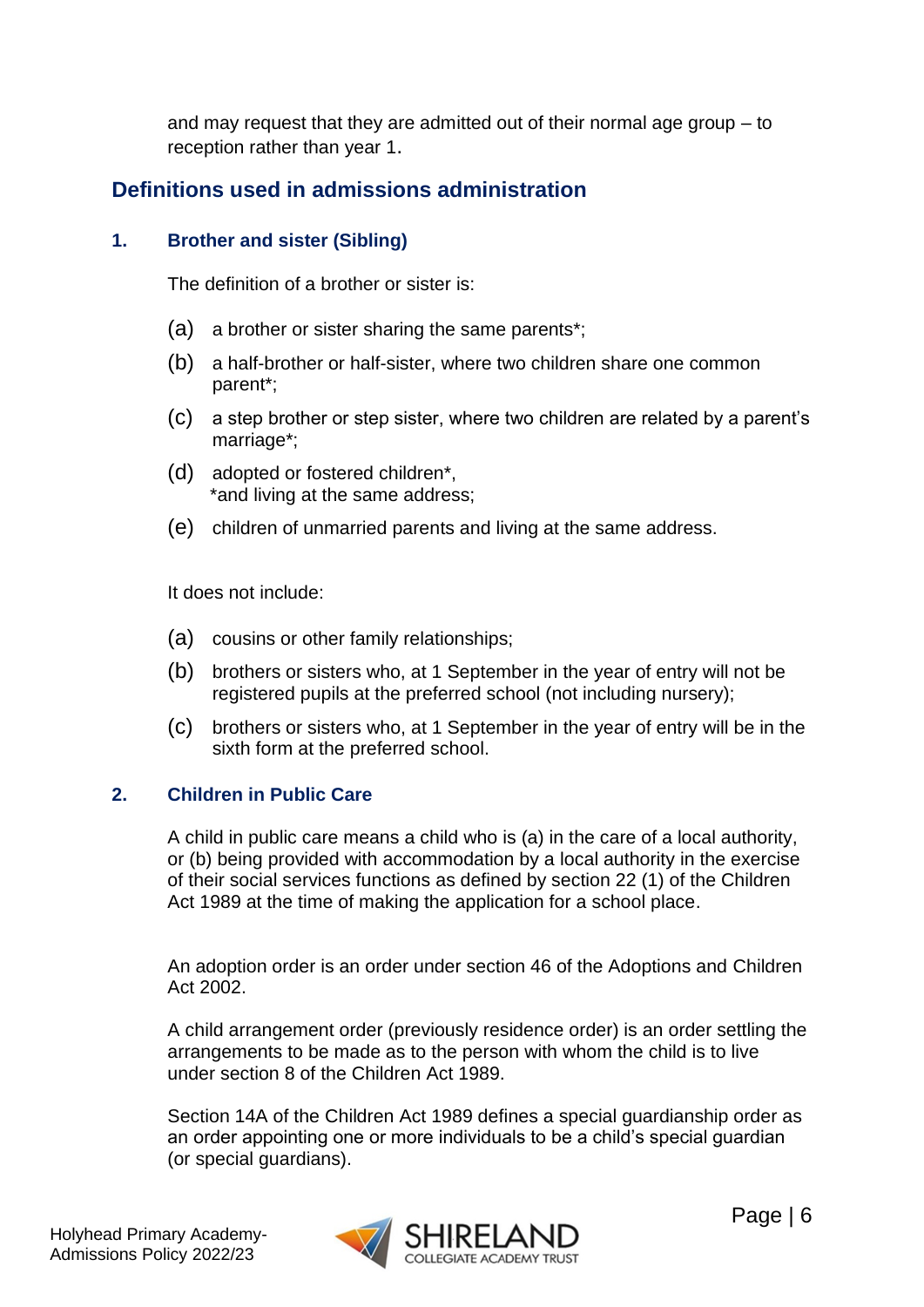and may request that they are admitted out of their normal age group – to reception rather than year 1.

## Definitions used in admissions administration

### 1. Brother and sister (Sibling)

The definition of a brother or sister is:

(a) a brother or sister sharing the same parents*;

(b) a half-brother or half-sister, where two children share one common parent*;

(c) a step brother or step sister, where two children are related by a parent's marriage*;

(d) adopted or fostered children*,
*and living at the same address;

(e) children of unmarried parents and living at the same address.

It does not include:

(a) cousins or other family relationships;

(b) brothers or sisters who, at 1 September in the year of entry will not be registered pupils at the preferred school (not including nursery);

(c) brothers or sisters who, at 1 September in the year of entry will be in the sixth form at the preferred school.

### 2. Children in Public Care

A child in public care means a child who is (a) in the care of a local authority, or (b) being provided with accommodation by a local authority in the exercise of their social services functions as defined by section 22 (1) of the Children Act 1989 at the time of making the application for a school place.

An adoption order is an order under section 46 of the Adoptions and Children Act 2002.

A child arrangement order (previously residence order) is an order settling the arrangements to be made as to the person with whom the child is to live under section 8 of the Children Act 1989.

Section 14A of the Children Act 1989 defines a special guardianship order as an order appointing one or more individuals to be a child's special guardian (or special guardians).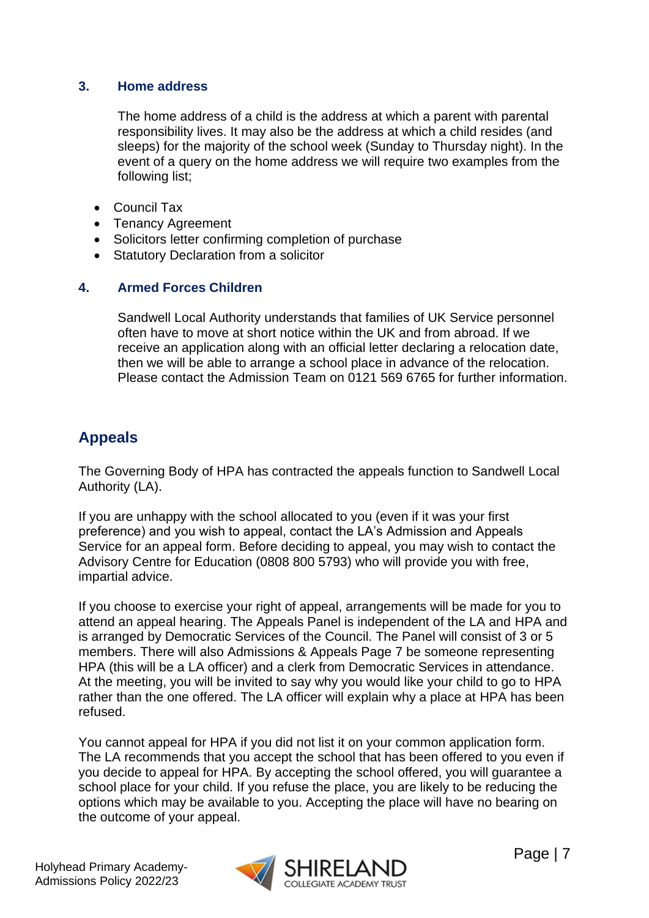### 3. Home address

The home address of a child is the address at which a parent with parental responsibility lives. It may also be the address at which a child resides (and sleeps) for the majority of the school week (Sunday to Thursday night). In the event of a query on the home address we will require two examples from the following list;

- Council Tax
- Tenancy Agreement
- Solicitors letter confirming completion of purchase
- Statutory Declaration from a solicitor

### 4. Armed Forces Children

Sandwell Local Authority understands that families of UK Service personnel often have to move at short notice within the UK and from abroad. If we receive an application along with an official letter declaring a relocation date, then we will be able to arrange a school place in advance of the relocation. Please contact the Admission Team on 0121 569 6765 for further information.

## Appeals

The Governing Body of HPA has contracted the appeals function to Sandwell Local Authority (LA).

If you are unhappy with the school allocated to you (even if it was your first preference) and you wish to appeal, contact the LA's Admission and Appeals Service for an appeal form. Before deciding to appeal, you may wish to contact the Advisory Centre for Education (0808 800 5793) who will provide you with free, impartial advice.

If you choose to exercise your right of appeal, arrangements will be made for you to attend an appeal hearing. The Appeals Panel is independent of the LA and HPA and is arranged by Democratic Services of the Council. The Panel will consist of 3 or 5 members. There will also Admissions & Appeals Page 7 be someone representing HPA (this will be a LA officer) and a clerk from Democratic Services in attendance. At the meeting, you will be invited to say why you would like your child to go to HPA rather than the one offered. The LA officer will explain why a place at HPA has been refused.

You cannot appeal for HPA if you did not list it on your common application form. The LA recommends that you accept the school that has been offered to you even if you decide to appeal for HPA. By accepting the school offered, you will guarantee a school place for your child. If you refuse the place, you are likely to be reducing the options which may be available to you. Accepting the place will have no bearing on the outcome of your appeal.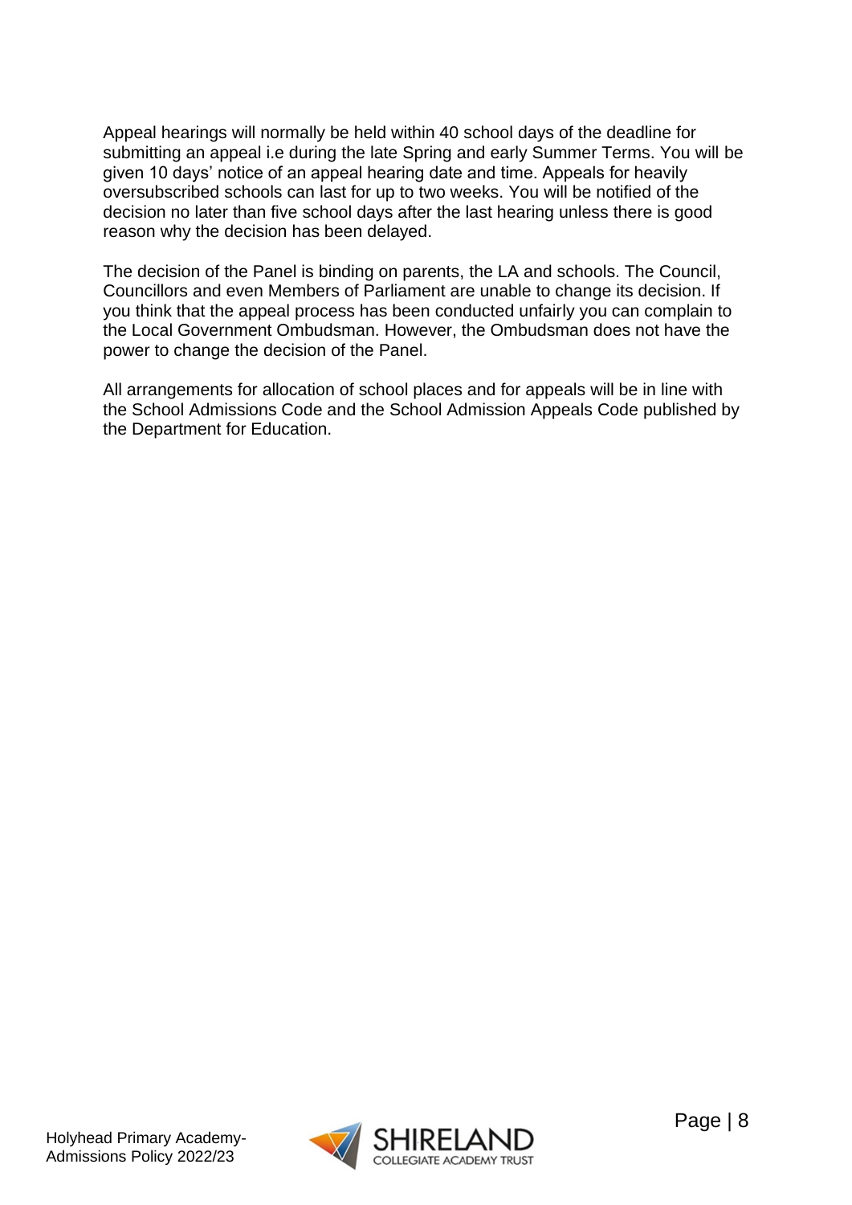Appeal hearings will normally be held within 40 school days of the deadline for submitting an appeal i.e during the late Spring and early Summer Terms. You will be given 10 days' notice of an appeal hearing date and time. Appeals for heavily oversubscribed schools can last for up to two weeks. You will be notified of the decision no later than five school days after the last hearing unless there is good reason why the decision has been delayed.

The decision of the Panel is binding on parents, the LA and schools. The Council, Councillors and even Members of Parliament are unable to change its decision. If you think that the appeal process has been conducted unfairly you can complain to the Local Government Ombudsman. However, the Ombudsman does not have the power to change the decision of the Panel.

All arrangements for allocation of school places and for appeals will be in line with the School Admissions Code and the School Admission Appeals Code published by the Department for Education.